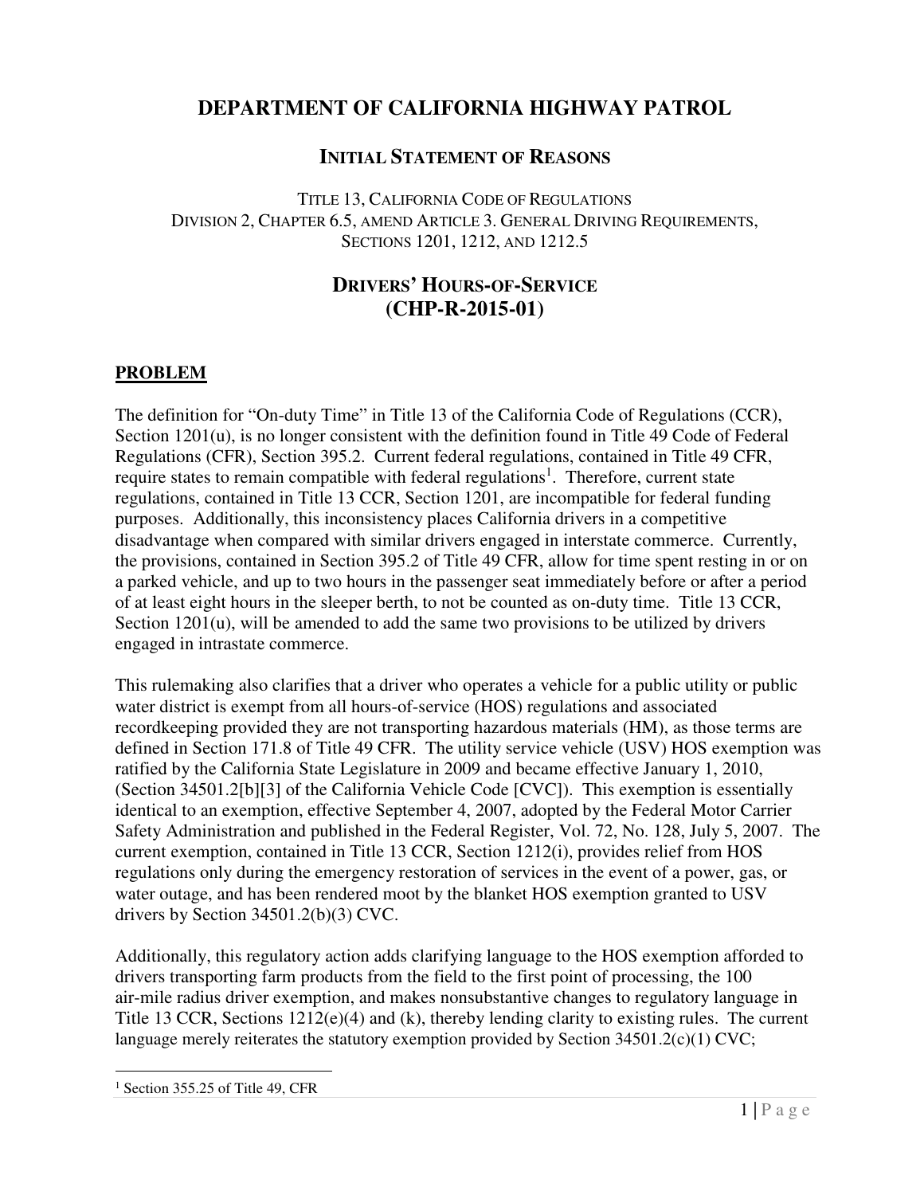# DEPARTMENT OF CALIFORNIA HIGHWAY PATROL

## INITIAL STATEMENT OF REASONS

TITLE 13, CALIFORNIA CODE OF REGULATIONS
DIVISION 2, CHAPTER 6.5, AMEND ARTICLE 3. GENERAL DRIVING REQUIREMENTS, SECTIONS 1201, 1212, AND 1212.5

## DRIVERS' HOURS-OF-SERVICE (CHP-R-2015-01)

**PROBLEM**

The definition for "On-duty Time" in Title 13 of the California Code of Regulations (CCR), Section 1201(u), is no longer consistent with the definition found in Title 49 Code of Federal Regulations (CFR), Section 395.2. Current federal regulations, contained in Title 49 CFR, require states to remain compatible with federal regulations[1]. Therefore, current state regulations, contained in Title 13 CCR, Section 1201, are incompatible for federal funding purposes. Additionally, this inconsistency places California drivers in a competitive disadvantage when compared with similar drivers engaged in interstate commerce. Currently, the provisions, contained in Section 395.2 of Title 49 CFR, allow for time spent resting in or on a parked vehicle, and up to two hours in the passenger seat immediately before or after a period of at least eight hours in the sleeper berth, to not be counted as on-duty time. Title 13 CCR, Section 1201(u), will be amended to add the same two provisions to be utilized by drivers engaged in intrastate commerce.

This rulemaking also clarifies that a driver who operates a vehicle for a public utility or public water district is exempt from all hours-of-service (HOS) regulations and associated recordkeeping provided they are not transporting hazardous materials (HM), as those terms are defined in Section 171.8 of Title 49 CFR. The utility service vehicle (USV) HOS exemption was ratified by the California State Legislature in 2009 and became effective January 1, 2010, (Section 34501.2[b][3] of the California Vehicle Code [CVC]). This exemption is essentially identical to an exemption, effective September 4, 2007, adopted by the Federal Motor Carrier Safety Administration and published in the Federal Register, Vol. 72, No. 128, July 5, 2007. The current exemption, contained in Title 13 CCR, Section 1212(i), provides relief from HOS regulations only during the emergency restoration of services in the event of a power, gas, or water outage, and has been rendered moot by the blanket HOS exemption granted to USV drivers by Section 34501.2(b)(3) CVC.

Additionally, this regulatory action adds clarifying language to the HOS exemption afforded to drivers transporting farm products from the field to the first point of processing, the 100 air-mile radius driver exemption, and makes nonsubstantive changes to regulatory language in Title 13 CCR, Sections 1212(e)(4) and (k), thereby lending clarity to existing rules. The current language merely reiterates the statutory exemption provided by Section 34501.2(c)(1) CVC;

[1] Section 355.25 of Title 49, CFR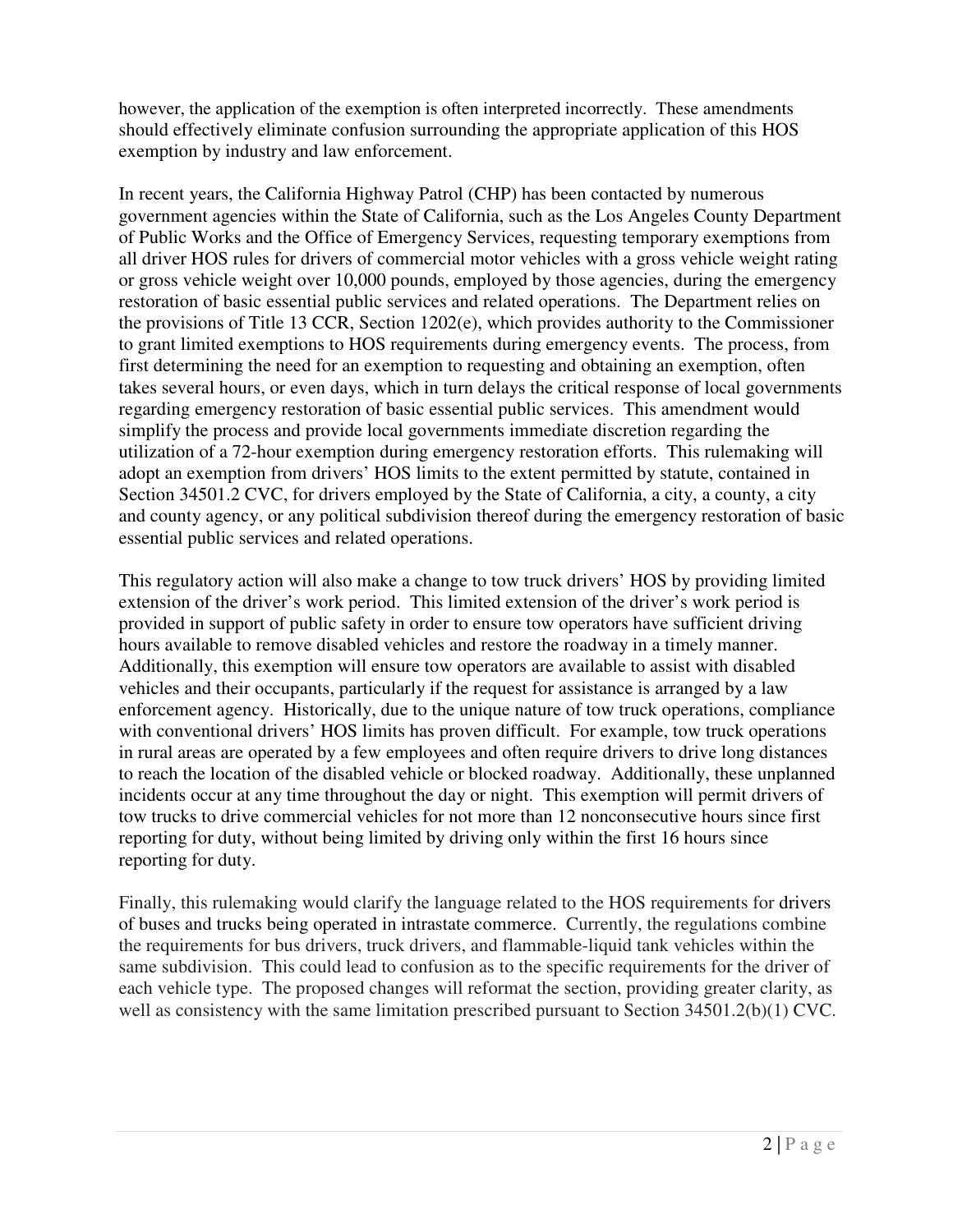however, the application of the exemption is often interpreted incorrectly. These amendments should effectively eliminate confusion surrounding the appropriate application of this HOS exemption by industry and law enforcement.

In recent years, the California Highway Patrol (CHP) has been contacted by numerous government agencies within the State of California, such as the Los Angeles County Department of Public Works and the Office of Emergency Services, requesting temporary exemptions from all driver HOS rules for drivers of commercial motor vehicles with a gross vehicle weight rating or gross vehicle weight over 10,000 pounds, employed by those agencies, during the emergency restoration of basic essential public services and related operations. The Department relies on the provisions of Title 13 CCR, Section 1202(e), which provides authority to the Commissioner to grant limited exemptions to HOS requirements during emergency events. The process, from first determining the need for an exemption to requesting and obtaining an exemption, often takes several hours, or even days, which in turn delays the critical response of local governments regarding emergency restoration of basic essential public services. This amendment would simplify the process and provide local governments immediate discretion regarding the utilization of a 72-hour exemption during emergency restoration efforts. This rulemaking will adopt an exemption from drivers' HOS limits to the extent permitted by statute, contained in Section 34501.2 CVC, for drivers employed by the State of California, a city, a county, a city and county agency, or any political subdivision thereof during the emergency restoration of basic essential public services and related operations.

This regulatory action will also make a change to tow truck drivers' HOS by providing limited extension of the driver's work period. This limited extension of the driver's work period is provided in support of public safety in order to ensure tow operators have sufficient driving hours available to remove disabled vehicles and restore the roadway in a timely manner. Additionally, this exemption will ensure tow operators are available to assist with disabled vehicles and their occupants, particularly if the request for assistance is arranged by a law enforcement agency. Historically, due to the unique nature of tow truck operations, compliance with conventional drivers' HOS limits has proven difficult. For example, tow truck operations in rural areas are operated by a few employees and often require drivers to drive long distances to reach the location of the disabled vehicle or blocked roadway. Additionally, these unplanned incidents occur at any time throughout the day or night. This exemption will permit drivers of tow trucks to drive commercial vehicles for not more than 12 nonconsecutive hours since first reporting for duty, without being limited by driving only within the first 16 hours since reporting for duty.

Finally, this rulemaking would clarify the language related to the HOS requirements for drivers of buses and trucks being operated in intrastate commerce. Currently, the regulations combine the requirements for bus drivers, truck drivers, and flammable-liquid tank vehicles within the same subdivision. This could lead to confusion as to the specific requirements for the driver of each vehicle type. The proposed changes will reformat the section, providing greater clarity, as well as consistency with the same limitation prescribed pursuant to Section 34501.2(b)(1) CVC.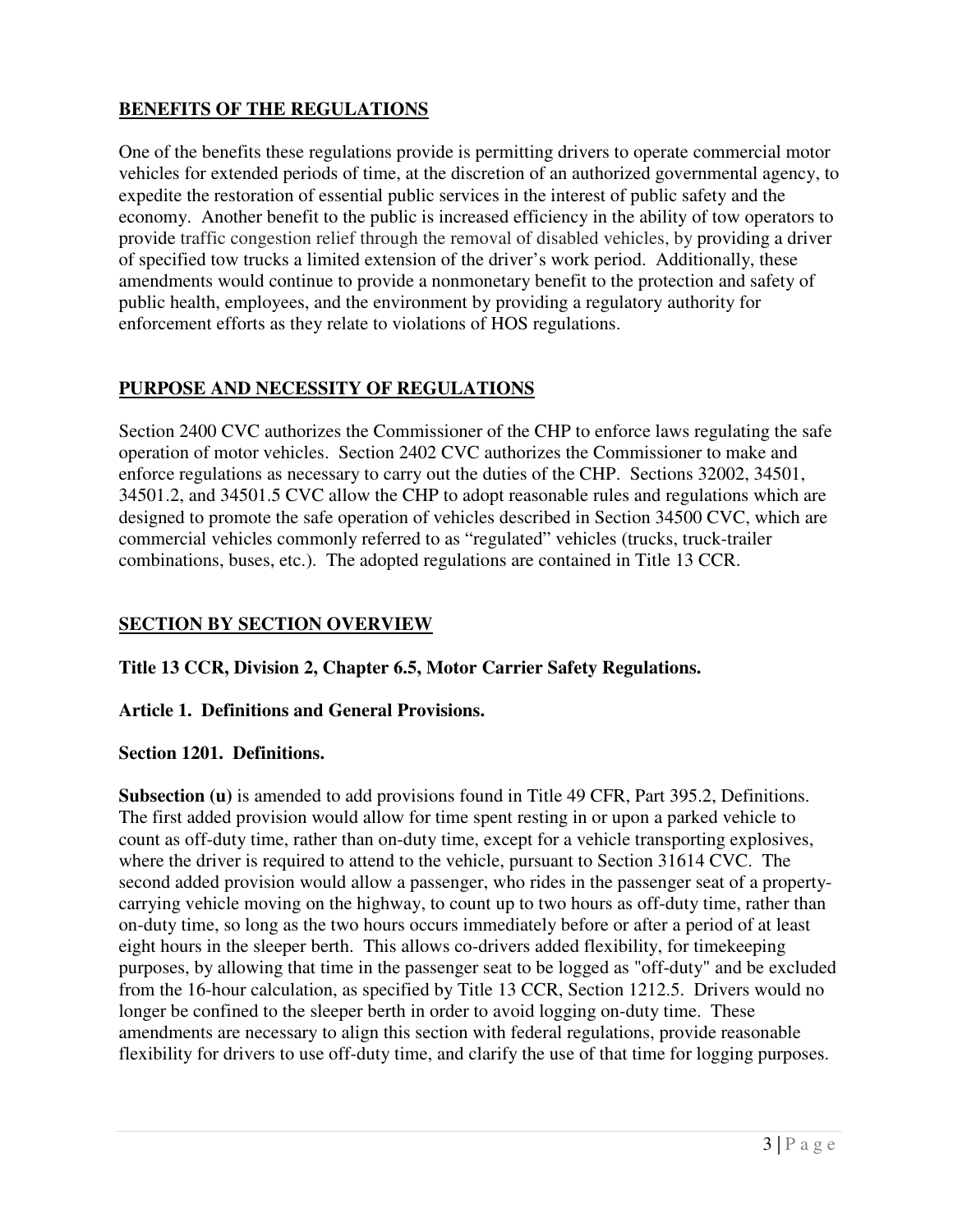## BENEFITS OF THE REGULATIONS

One of the benefits these regulations provide is permitting drivers to operate commercial motor vehicles for extended periods of time, at the discretion of an authorized governmental agency, to expedite the restoration of essential public services in the interest of public safety and the economy. Another benefit to the public is increased efficiency in the ability of tow operators to provide traffic congestion relief through the removal of disabled vehicles, by providing a driver of specified tow trucks a limited extension of the driver's work period. Additionally, these amendments would continue to provide a nonmonetary benefit to the protection and safety of public health, employees, and the environment by providing a regulatory authority for enforcement efforts as they relate to violations of HOS regulations.

## PURPOSE AND NECESSITY OF REGULATIONS

Section 2400 CVC authorizes the Commissioner of the CHP to enforce laws regulating the safe operation of motor vehicles. Section 2402 CVC authorizes the Commissioner to make and enforce regulations as necessary to carry out the duties of the CHP. Sections 32002, 34501, 34501.2, and 34501.5 CVC allow the CHP to adopt reasonable rules and regulations which are designed to promote the safe operation of vehicles described in Section 34500 CVC, which are commercial vehicles commonly referred to as "regulated" vehicles (trucks, truck-trailer combinations, buses, etc.). The adopted regulations are contained in Title 13 CCR.

## SECTION BY SECTION OVERVIEW

**Title 13 CCR, Division 2, Chapter 6.5, Motor Carrier Safety Regulations.**

**Article 1. Definitions and General Provisions.**

**Section 1201. Definitions.**

**Subsection (u)** is amended to add provisions found in Title 49 CFR, Part 395.2, Definitions. The first added provision would allow for time spent resting in or upon a parked vehicle to count as off-duty time, rather than on-duty time, except for a vehicle transporting explosives, where the driver is required to attend to the vehicle, pursuant to Section 31614 CVC. The second added provision would allow a passenger, who rides in the passenger seat of a property-carrying vehicle moving on the highway, to count up to two hours as off-duty time, rather than on-duty time, so long as the two hours occurs immediately before or after a period of at least eight hours in the sleeper berth. This allows co-drivers added flexibility, for timekeeping purposes, by allowing that time in the passenger seat to be logged as "off-duty" and be excluded from the 16-hour calculation, as specified by Title 13 CCR, Section 1212.5. Drivers would no longer be confined to the sleeper berth in order to avoid logging on-duty time. These amendments are necessary to align this section with federal regulations, provide reasonable flexibility for drivers to use off-duty time, and clarify the use of that time for logging purposes.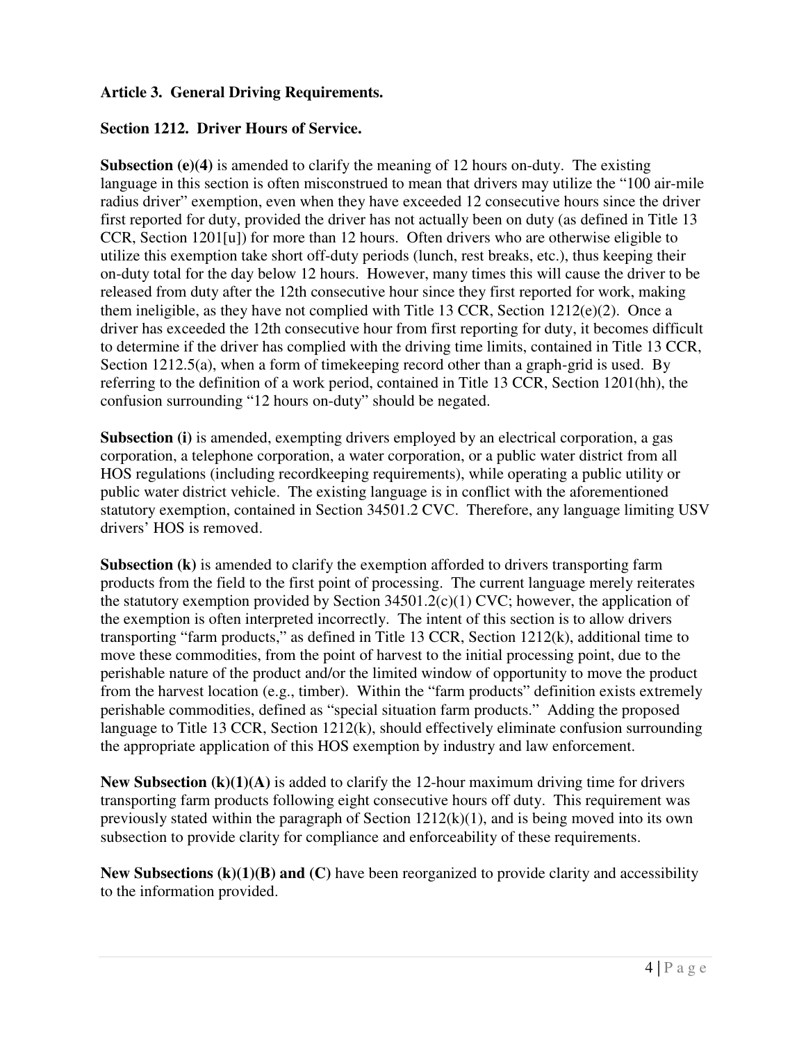### Article 3. General Driving Requirements.

### Section 1212. Driver Hours of Service.

**Subsection (e)(4)** is amended to clarify the meaning of 12 hours on-duty. The existing language in this section is often misconstrued to mean that drivers may utilize the "100 air-mile radius driver" exemption, even when they have exceeded 12 consecutive hours since the driver first reported for duty, provided the driver has not actually been on duty (as defined in Title 13 CCR, Section 1201[u]) for more than 12 hours. Often drivers who are otherwise eligible to utilize this exemption take short off-duty periods (lunch, rest breaks, etc.), thus keeping their on-duty total for the day below 12 hours. However, many times this will cause the driver to be released from duty after the 12th consecutive hour since they first reported for work, making them ineligible, as they have not complied with Title 13 CCR, Section 1212(e)(2). Once a driver has exceeded the 12th consecutive hour from first reporting for duty, it becomes difficult to determine if the driver has complied with the driving time limits, contained in Title 13 CCR, Section 1212.5(a), when a form of timekeeping record other than a graph-grid is used. By referring to the definition of a work period, contained in Title 13 CCR, Section 1201(hh), the confusion surrounding "12 hours on-duty" should be negated.

**Subsection (i)** is amended, exempting drivers employed by an electrical corporation, a gas corporation, a telephone corporation, a water corporation, or a public water district from all HOS regulations (including recordkeeping requirements), while operating a public utility or public water district vehicle. The existing language is in conflict with the aforementioned statutory exemption, contained in Section 34501.2 CVC. Therefore, any language limiting USV drivers' HOS is removed.

**Subsection (k)** is amended to clarify the exemption afforded to drivers transporting farm products from the field to the first point of processing. The current language merely reiterates the statutory exemption provided by Section 34501.2(c)(1) CVC; however, the application of the exemption is often interpreted incorrectly. The intent of this section is to allow drivers transporting "farm products," as defined in Title 13 CCR, Section 1212(k), additional time to move these commodities, from the point of harvest to the initial processing point, due to the perishable nature of the product and/or the limited window of opportunity to move the product from the harvest location (e.g., timber). Within the "farm products" definition exists extremely perishable commodities, defined as "special situation farm products." Adding the proposed language to Title 13 CCR, Section 1212(k), should effectively eliminate confusion surrounding the appropriate application of this HOS exemption by industry and law enforcement.

**New Subsection (k)(1)(A)** is added to clarify the 12-hour maximum driving time for drivers transporting farm products following eight consecutive hours off duty. This requirement was previously stated within the paragraph of Section 1212(k)(1), and is being moved into its own subsection to provide clarity for compliance and enforceability of these requirements.

**New Subsections (k)(1)(B) and (C)** have been reorganized to provide clarity and accessibility to the information provided.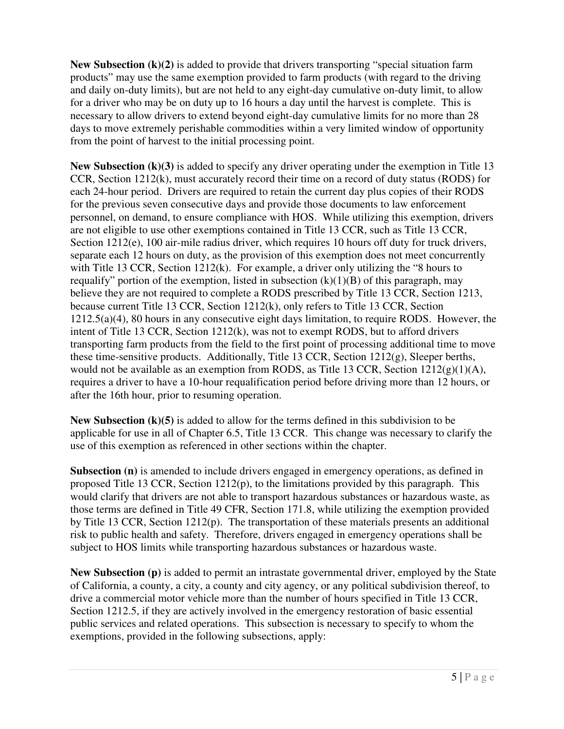**New Subsection (k)(2)** is added to provide that drivers transporting "special situation farm products" may use the same exemption provided to farm products (with regard to the driving and daily on-duty limits), but are not held to any eight-day cumulative on-duty limit, to allow for a driver who may be on duty up to 16 hours a day until the harvest is complete. This is necessary to allow drivers to extend beyond eight-day cumulative limits for no more than 28 days to move extremely perishable commodities within a very limited window of opportunity from the point of harvest to the initial processing point.

**New Subsection (k)(3)** is added to specify any driver operating under the exemption in Title 13 CCR, Section 1212(k), must accurately record their time on a record of duty status (RODS) for each 24-hour period. Drivers are required to retain the current day plus copies of their RODS for the previous seven consecutive days and provide those documents to law enforcement personnel, on demand, to ensure compliance with HOS. While utilizing this exemption, drivers are not eligible to use other exemptions contained in Title 13 CCR, such as Title 13 CCR, Section 1212(e), 100 air-mile radius driver, which requires 10 hours off duty for truck drivers, separate each 12 hours on duty, as the provision of this exemption does not meet concurrently with Title 13 CCR, Section 1212(k). For example, a driver only utilizing the "8 hours to requalify" portion of the exemption, listed in subsection (k)(1)(B) of this paragraph, may believe they are not required to complete a RODS prescribed by Title 13 CCR, Section 1213, because current Title 13 CCR, Section 1212(k), only refers to Title 13 CCR, Section 1212.5(a)(4), 80 hours in any consecutive eight days limitation, to require RODS. However, the intent of Title 13 CCR, Section 1212(k), was not to exempt RODS, but to afford drivers transporting farm products from the field to the first point of processing additional time to move these time-sensitive products. Additionally, Title 13 CCR, Section 1212(g), Sleeper berths, would not be available as an exemption from RODS, as Title 13 CCR, Section 1212(g)(1)(A), requires a driver to have a 10-hour requalification period before driving more than 12 hours, or after the 16th hour, prior to resuming operation.

**New Subsection (k)(5)** is added to allow for the terms defined in this subdivision to be applicable for use in all of Chapter 6.5, Title 13 CCR. This change was necessary to clarify the use of this exemption as referenced in other sections within the chapter.

**Subsection (n)** is amended to include drivers engaged in emergency operations, as defined in proposed Title 13 CCR, Section 1212(p), to the limitations provided by this paragraph. This would clarify that drivers are not able to transport hazardous substances or hazardous waste, as those terms are defined in Title 49 CFR, Section 171.8, while utilizing the exemption provided by Title 13 CCR, Section 1212(p). The transportation of these materials presents an additional risk to public health and safety. Therefore, drivers engaged in emergency operations shall be subject to HOS limits while transporting hazardous substances or hazardous waste.

**New Subsection (p)** is added to permit an intrastate governmental driver, employed by the State of California, a county, a city, a county and city agency, or any political subdivision thereof, to drive a commercial motor vehicle more than the number of hours specified in Title 13 CCR, Section 1212.5, if they are actively involved in the emergency restoration of basic essential public services and related operations. This subsection is necessary to specify to whom the exemptions, provided in the following subsections, apply: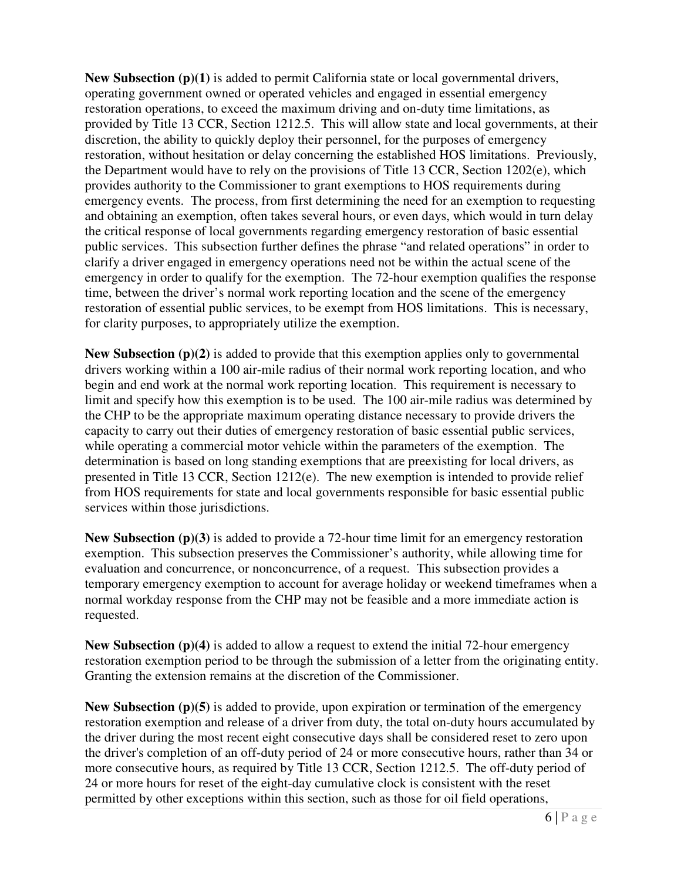**New Subsection (p)(1)** is added to permit California state or local governmental drivers, operating government owned or operated vehicles and engaged in essential emergency restoration operations, to exceed the maximum driving and on-duty time limitations, as provided by Title 13 CCR, Section 1212.5. This will allow state and local governments, at their discretion, the ability to quickly deploy their personnel, for the purposes of emergency restoration, without hesitation or delay concerning the established HOS limitations. Previously, the Department would have to rely on the provisions of Title 13 CCR, Section 1202(e), which provides authority to the Commissioner to grant exemptions to HOS requirements during emergency events. The process, from first determining the need for an exemption to requesting and obtaining an exemption, often takes several hours, or even days, which would in turn delay the critical response of local governments regarding emergency restoration of basic essential public services. This subsection further defines the phrase "and related operations" in order to clarify a driver engaged in emergency operations need not be within the actual scene of the emergency in order to qualify for the exemption. The 72-hour exemption qualifies the response time, between the driver's normal work reporting location and the scene of the emergency restoration of essential public services, to be exempt from HOS limitations. This is necessary, for clarity purposes, to appropriately utilize the exemption.

**New Subsection (p)(2)** is added to provide that this exemption applies only to governmental drivers working within a 100 air-mile radius of their normal work reporting location, and who begin and end work at the normal work reporting location. This requirement is necessary to limit and specify how this exemption is to be used. The 100 air-mile radius was determined by the CHP to be the appropriate maximum operating distance necessary to provide drivers the capacity to carry out their duties of emergency restoration of basic essential public services, while operating a commercial motor vehicle within the parameters of the exemption. The determination is based on long standing exemptions that are preexisting for local drivers, as presented in Title 13 CCR, Section 1212(e). The new exemption is intended to provide relief from HOS requirements for state and local governments responsible for basic essential public services within those jurisdictions.

**New Subsection (p)(3)** is added to provide a 72-hour time limit for an emergency restoration exemption. This subsection preserves the Commissioner's authority, while allowing time for evaluation and concurrence, or nonconcurrence, of a request. This subsection provides a temporary emergency exemption to account for average holiday or weekend timeframes when a normal workday response from the CHP may not be feasible and a more immediate action is requested.

**New Subsection (p)(4)** is added to allow a request to extend the initial 72-hour emergency restoration exemption period to be through the submission of a letter from the originating entity. Granting the extension remains at the discretion of the Commissioner.

**New Subsection (p)(5)** is added to provide, upon expiration or termination of the emergency restoration exemption and release of a driver from duty, the total on-duty hours accumulated by the driver during the most recent eight consecutive days shall be considered reset to zero upon the driver's completion of an off-duty period of 24 or more consecutive hours, rather than 34 or more consecutive hours, as required by Title 13 CCR, Section 1212.5. The off-duty period of 24 or more hours for reset of the eight-day cumulative clock is consistent with the reset permitted by other exceptions within this section, such as those for oil field operations,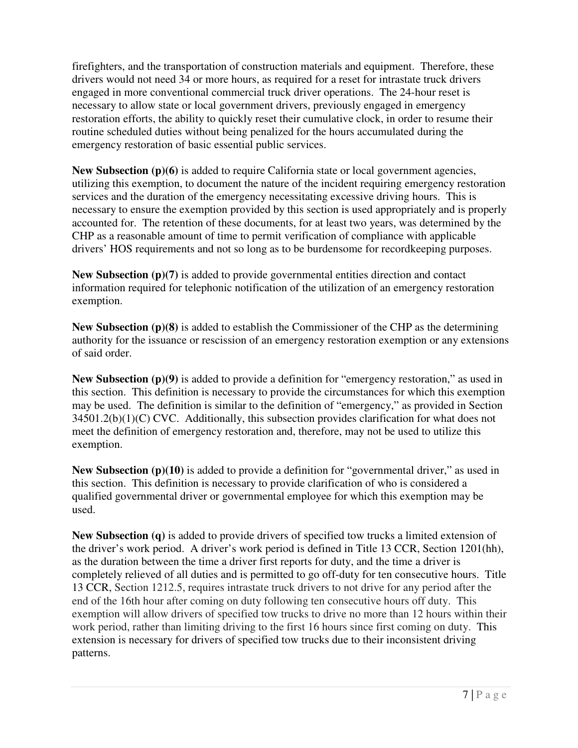firefighters, and the transportation of construction materials and equipment. Therefore, these drivers would not need 34 or more hours, as required for a reset for intrastate truck drivers engaged in more conventional commercial truck driver operations. The 24-hour reset is necessary to allow state or local government drivers, previously engaged in emergency restoration efforts, the ability to quickly reset their cumulative clock, in order to resume their routine scheduled duties without being penalized for the hours accumulated during the emergency restoration of basic essential public services.

**New Subsection (p)(6)** is added to require California state or local government agencies, utilizing this exemption, to document the nature of the incident requiring emergency restoration services and the duration of the emergency necessitating excessive driving hours. This is necessary to ensure the exemption provided by this section is used appropriately and is properly accounted for. The retention of these documents, for at least two years, was determined by the CHP as a reasonable amount of time to permit verification of compliance with applicable drivers' HOS requirements and not so long as to be burdensome for recordkeeping purposes.

**New Subsection (p)(7)** is added to provide governmental entities direction and contact information required for telephonic notification of the utilization of an emergency restoration exemption.

**New Subsection (p)(8)** is added to establish the Commissioner of the CHP as the determining authority for the issuance or rescission of an emergency restoration exemption or any extensions of said order.

**New Subsection (p)(9)** is added to provide a definition for "emergency restoration," as used in this section. This definition is necessary to provide the circumstances for which this exemption may be used. The definition is similar to the definition of "emergency," as provided in Section 34501.2(b)(1)(C) CVC. Additionally, this subsection provides clarification for what does not meet the definition of emergency restoration and, therefore, may not be used to utilize this exemption.

**New Subsection (p)(10)** is added to provide a definition for "governmental driver," as used in this section. This definition is necessary to provide clarification of who is considered a qualified governmental driver or governmental employee for which this exemption may be used.

**New Subsection (q)** is added to provide drivers of specified tow trucks a limited extension of the driver's work period. A driver's work period is defined in Title 13 CCR, Section 1201(hh), as the duration between the time a driver first reports for duty, and the time a driver is completely relieved of all duties and is permitted to go off-duty for ten consecutive hours. Title 13 CCR, Section 1212.5, requires intrastate truck drivers to not drive for any period after the end of the 16th hour after coming on duty following ten consecutive hours off duty. This exemption will allow drivers of specified tow trucks to drive no more than 12 hours within their work period, rather than limiting driving to the first 16 hours since first coming on duty. This extension is necessary for drivers of specified tow trucks due to their inconsistent driving patterns.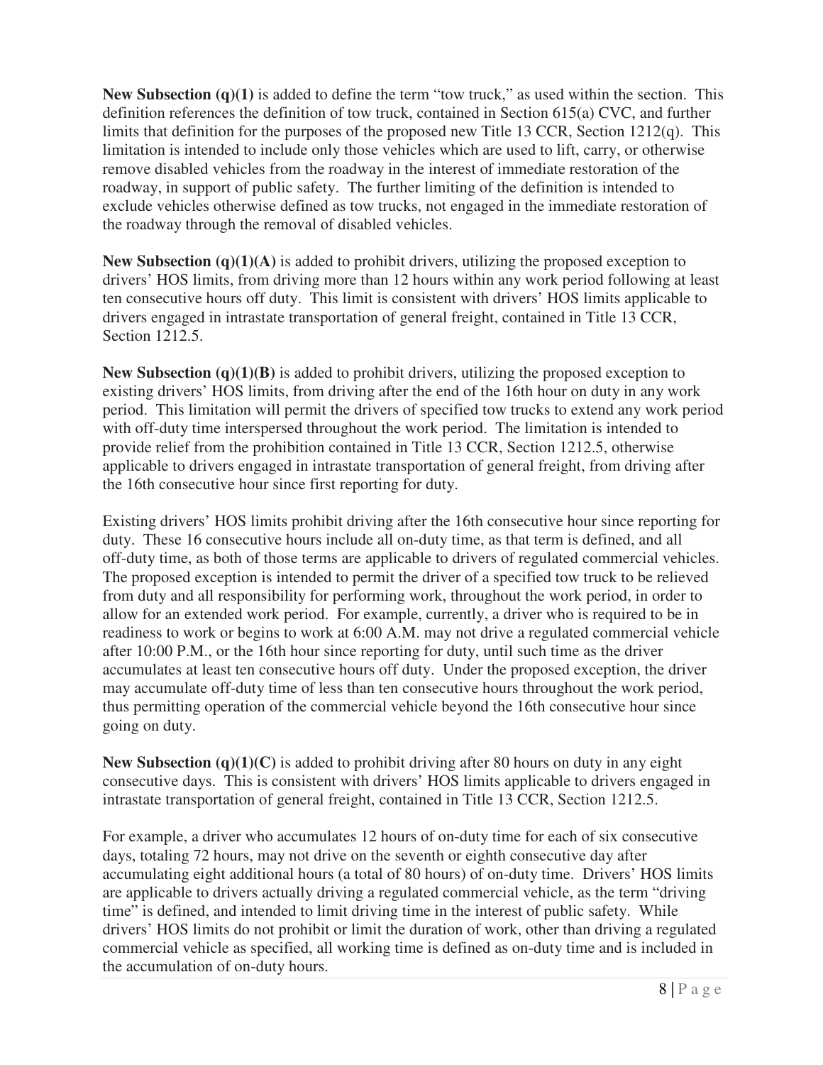**New Subsection (q)(1)** is added to define the term "tow truck," as used within the section. This definition references the definition of tow truck, contained in Section 615(a) CVC, and further limits that definition for the purposes of the proposed new Title 13 CCR, Section 1212(q). This limitation is intended to include only those vehicles which are used to lift, carry, or otherwise remove disabled vehicles from the roadway in the interest of immediate restoration of the roadway, in support of public safety. The further limiting of the definition is intended to exclude vehicles otherwise defined as tow trucks, not engaged in the immediate restoration of the roadway through the removal of disabled vehicles.

**New Subsection (q)(1)(A)** is added to prohibit drivers, utilizing the proposed exception to drivers' HOS limits, from driving more than 12 hours within any work period following at least ten consecutive hours off duty. This limit is consistent with drivers' HOS limits applicable to drivers engaged in intrastate transportation of general freight, contained in Title 13 CCR, Section 1212.5.

**New Subsection (q)(1)(B)** is added to prohibit drivers, utilizing the proposed exception to existing drivers' HOS limits, from driving after the end of the 16th hour on duty in any work period. This limitation will permit the drivers of specified tow trucks to extend any work period with off-duty time interspersed throughout the work period. The limitation is intended to provide relief from the prohibition contained in Title 13 CCR, Section 1212.5, otherwise applicable to drivers engaged in intrastate transportation of general freight, from driving after the 16th consecutive hour since first reporting for duty.

Existing drivers' HOS limits prohibit driving after the 16th consecutive hour since reporting for duty. These 16 consecutive hours include all on-duty time, as that term is defined, and all off-duty time, as both of those terms are applicable to drivers of regulated commercial vehicles. The proposed exception is intended to permit the driver of a specified tow truck to be relieved from duty and all responsibility for performing work, throughout the work period, in order to allow for an extended work period. For example, currently, a driver who is required to be in readiness to work or begins to work at 6:00 A.M. may not drive a regulated commercial vehicle after 10:00 P.M., or the 16th hour since reporting for duty, until such time as the driver accumulates at least ten consecutive hours off duty. Under the proposed exception, the driver may accumulate off-duty time of less than ten consecutive hours throughout the work period, thus permitting operation of the commercial vehicle beyond the 16th consecutive hour since going on duty.

**New Subsection (q)(1)(C)** is added to prohibit driving after 80 hours on duty in any eight consecutive days. This is consistent with drivers' HOS limits applicable to drivers engaged in intrastate transportation of general freight, contained in Title 13 CCR, Section 1212.5.

For example, a driver who accumulates 12 hours of on-duty time for each of six consecutive days, totaling 72 hours, may not drive on the seventh or eighth consecutive day after accumulating eight additional hours (a total of 80 hours) of on-duty time. Drivers' HOS limits are applicable to drivers actually driving a regulated commercial vehicle, as the term "driving time" is defined, and intended to limit driving time in the interest of public safety. While drivers' HOS limits do not prohibit or limit the duration of work, other than driving a regulated commercial vehicle as specified, all working time is defined as on-duty time and is included in the accumulation of on-duty hours.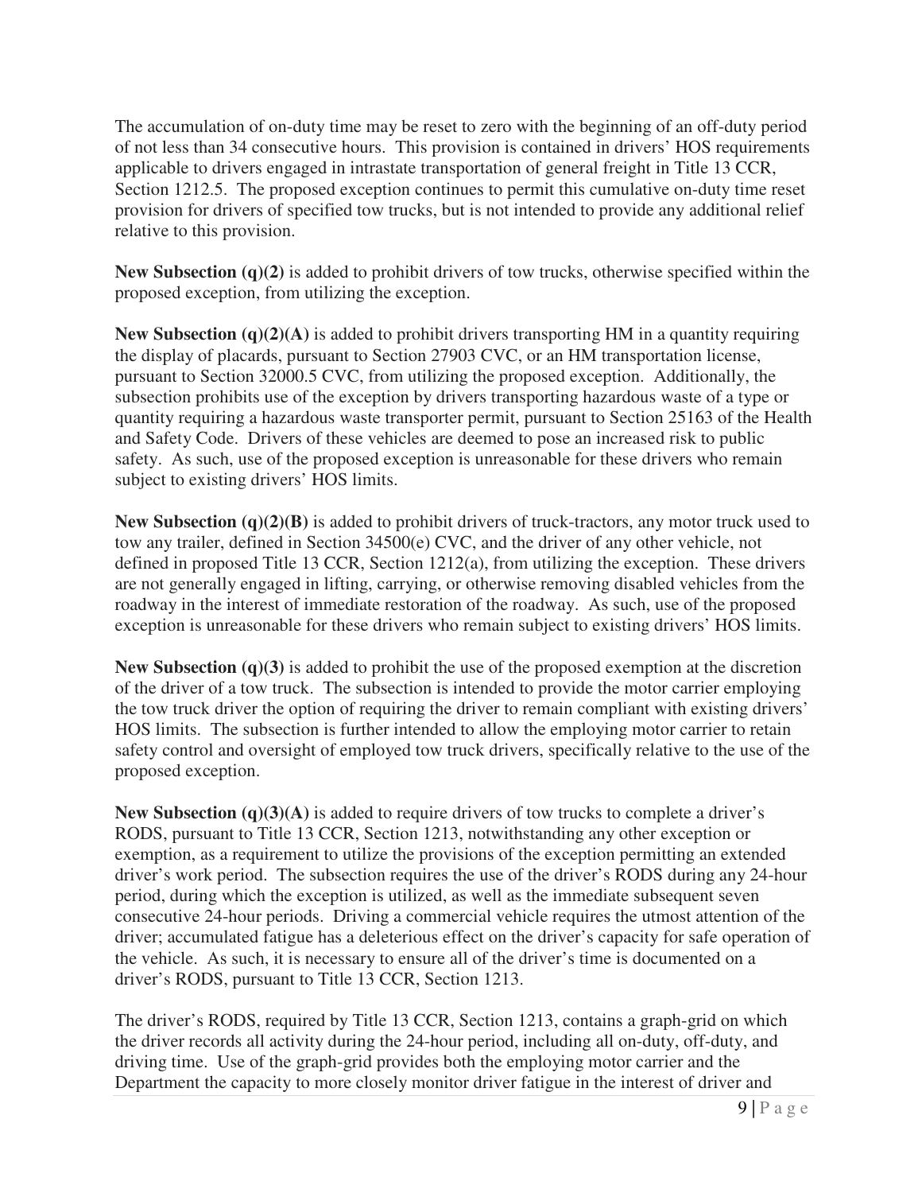The accumulation of on-duty time may be reset to zero with the beginning of an off-duty period of not less than 34 consecutive hours. This provision is contained in drivers' HOS requirements applicable to drivers engaged in intrastate transportation of general freight in Title 13 CCR, Section 1212.5. The proposed exception continues to permit this cumulative on-duty time reset provision for drivers of specified tow trucks, but is not intended to provide any additional relief relative to this provision.

**New Subsection (q)(2)** is added to prohibit drivers of tow trucks, otherwise specified within the proposed exception, from utilizing the exception.

**New Subsection (q)(2)(A)** is added to prohibit drivers transporting HM in a quantity requiring the display of placards, pursuant to Section 27903 CVC, or an HM transportation license, pursuant to Section 32000.5 CVC, from utilizing the proposed exception. Additionally, the subsection prohibits use of the exception by drivers transporting hazardous waste of a type or quantity requiring a hazardous waste transporter permit, pursuant to Section 25163 of the Health and Safety Code. Drivers of these vehicles are deemed to pose an increased risk to public safety. As such, use of the proposed exception is unreasonable for these drivers who remain subject to existing drivers' HOS limits.

**New Subsection (q)(2)(B)** is added to prohibit drivers of truck-tractors, any motor truck used to tow any trailer, defined in Section 34500(e) CVC, and the driver of any other vehicle, not defined in proposed Title 13 CCR, Section 1212(a), from utilizing the exception. These drivers are not generally engaged in lifting, carrying, or otherwise removing disabled vehicles from the roadway in the interest of immediate restoration of the roadway. As such, use of the proposed exception is unreasonable for these drivers who remain subject to existing drivers' HOS limits.

**New Subsection (q)(3)** is added to prohibit the use of the proposed exemption at the discretion of the driver of a tow truck. The subsection is intended to provide the motor carrier employing the tow truck driver the option of requiring the driver to remain compliant with existing drivers' HOS limits. The subsection is further intended to allow the employing motor carrier to retain safety control and oversight of employed tow truck drivers, specifically relative to the use of the proposed exception.

**New Subsection (q)(3)(A)** is added to require drivers of tow trucks to complete a driver's RODS, pursuant to Title 13 CCR, Section 1213, notwithstanding any other exception or exemption, as a requirement to utilize the provisions of the exception permitting an extended driver's work period. The subsection requires the use of the driver's RODS during any 24-hour period, during which the exception is utilized, as well as the immediate subsequent seven consecutive 24-hour periods. Driving a commercial vehicle requires the utmost attention of the driver; accumulated fatigue has a deleterious effect on the driver's capacity for safe operation of the vehicle. As such, it is necessary to ensure all of the driver's time is documented on a driver's RODS, pursuant to Title 13 CCR, Section 1213.

The driver's RODS, required by Title 13 CCR, Section 1213, contains a graph-grid on which the driver records all activity during the 24-hour period, including all on-duty, off-duty, and driving time. Use of the graph-grid provides both the employing motor carrier and the Department the capacity to more closely monitor driver fatigue in the interest of driver and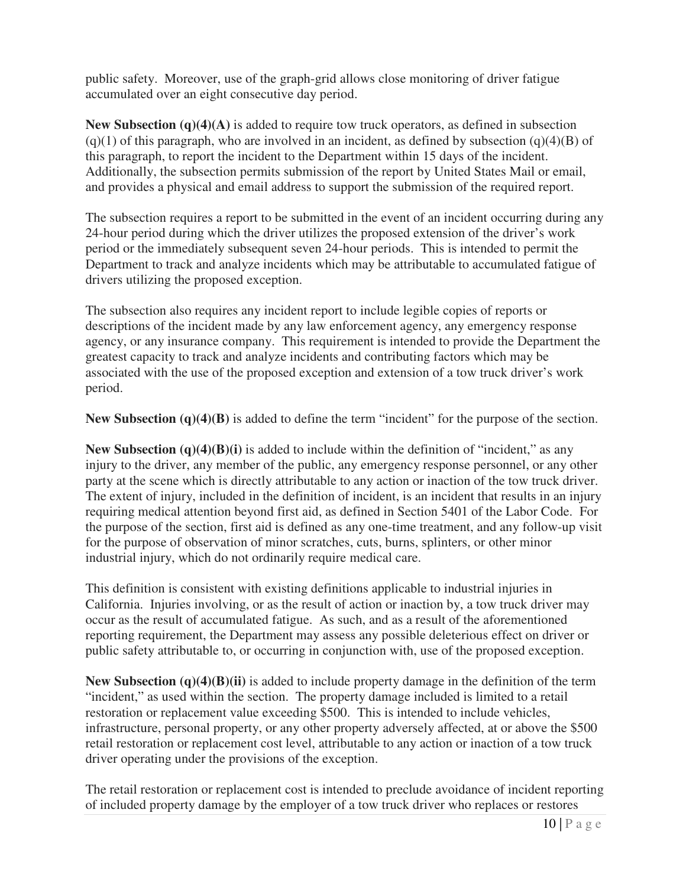public safety. Moreover, use of the graph-grid allows close monitoring of driver fatigue accumulated over an eight consecutive day period.

**New Subsection (q)(4)(A)** is added to require tow truck operators, as defined in subsection (q)(1) of this paragraph, who are involved in an incident, as defined by subsection (q)(4)(B) of this paragraph, to report the incident to the Department within 15 days of the incident. Additionally, the subsection permits submission of the report by United States Mail or email, and provides a physical and email address to support the submission of the required report.

The subsection requires a report to be submitted in the event of an incident occurring during any 24-hour period during which the driver utilizes the proposed extension of the driver's work period or the immediately subsequent seven 24-hour periods. This is intended to permit the Department to track and analyze incidents which may be attributable to accumulated fatigue of drivers utilizing the proposed exception.

The subsection also requires any incident report to include legible copies of reports or descriptions of the incident made by any law enforcement agency, any emergency response agency, or any insurance company. This requirement is intended to provide the Department the greatest capacity to track and analyze incidents and contributing factors which may be associated with the use of the proposed exception and extension of a tow truck driver's work period.

**New Subsection (q)(4)(B)** is added to define the term "incident" for the purpose of the section.

**New Subsection (q)(4)(B)(i)** is added to include within the definition of "incident," as any injury to the driver, any member of the public, any emergency response personnel, or any other party at the scene which is directly attributable to any action or inaction of the tow truck driver. The extent of injury, included in the definition of incident, is an incident that results in an injury requiring medical attention beyond first aid, as defined in Section 5401 of the Labor Code. For the purpose of the section, first aid is defined as any one-time treatment, and any follow-up visit for the purpose of observation of minor scratches, cuts, burns, splinters, or other minor industrial injury, which do not ordinarily require medical care.

This definition is consistent with existing definitions applicable to industrial injuries in California. Injuries involving, or as the result of action or inaction by, a tow truck driver may occur as the result of accumulated fatigue. As such, and as a result of the aforementioned reporting requirement, the Department may assess any possible deleterious effect on driver or public safety attributable to, or occurring in conjunction with, use of the proposed exception.

**New Subsection (q)(4)(B)(ii)** is added to include property damage in the definition of the term "incident," as used within the section. The property damage included is limited to a retail restoration or replacement value exceeding $500. This is intended to include vehicles, infrastructure, personal property, or any other property adversely affected, at or above the $500 retail restoration or replacement cost level, attributable to any action or inaction of a tow truck driver operating under the provisions of the exception.

The retail restoration or replacement cost is intended to preclude avoidance of incident reporting of included property damage by the employer of a tow truck driver who replaces or restores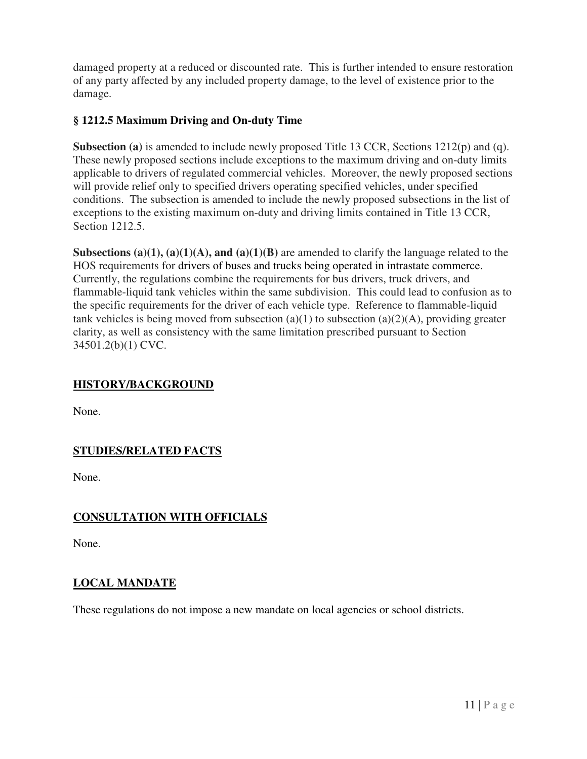damaged property at a reduced or discounted rate. This is further intended to ensure restoration of any party affected by any included property damage, to the level of existence prior to the damage.

### § 1212.5 Maximum Driving and On-duty Time

**Subsection (a)** is amended to include newly proposed Title 13 CCR, Sections 1212(p) and (q). These newly proposed sections include exceptions to the maximum driving and on-duty limits applicable to drivers of regulated commercial vehicles. Moreover, the newly proposed sections will provide relief only to specified drivers operating specified vehicles, under specified conditions. The subsection is amended to include the newly proposed subsections in the list of exceptions to the existing maximum on-duty and driving limits contained in Title 13 CCR, Section 1212.5.

**Subsections (a)(1), (a)(1)(A), and (a)(1)(B)** are amended to clarify the language related to the HOS requirements for drivers of buses and trucks being operated in intrastate commerce. Currently, the regulations combine the requirements for bus drivers, truck drivers, and flammable-liquid tank vehicles within the same subdivision. This could lead to confusion as to the specific requirements for the driver of each vehicle type. Reference to flammable-liquid tank vehicles is being moved from subsection (a)(1) to subsection (a)(2)(A), providing greater clarity, as well as consistency with the same limitation prescribed pursuant to Section 34501.2(b)(1) CVC.

## HISTORY/BACKGROUND

None.

## STUDIES/RELATED FACTS

None.

## CONSULTATION WITH OFFICIALS

None.

## LOCAL MANDATE

These regulations do not impose a new mandate on local agencies or school districts.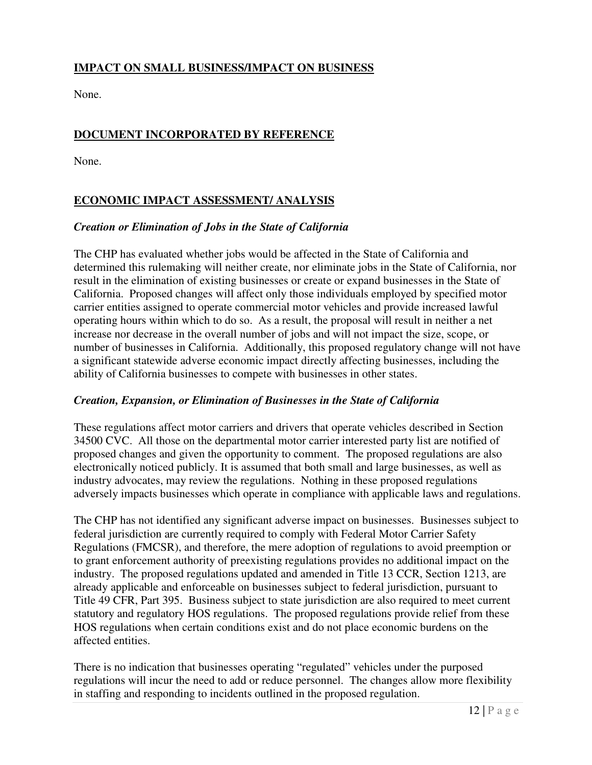## IMPACT ON SMALL BUSINESS/IMPACT ON BUSINESS

None.

## DOCUMENT INCORPORATED BY REFERENCE

None.

## ECONOMIC IMPACT ASSESSMENT/ ANALYSIS

### *Creation or Elimination of Jobs in the State of California*

The CHP has evaluated whether jobs would be affected in the State of California and determined this rulemaking will neither create, nor eliminate jobs in the State of California, nor result in the elimination of existing businesses or create or expand businesses in the State of California. Proposed changes will affect only those individuals employed by specified motor carrier entities assigned to operate commercial motor vehicles and provide increased lawful operating hours within which to do so. As a result, the proposal will result in neither a net increase nor decrease in the overall number of jobs and will not impact the size, scope, or number of businesses in California. Additionally, this proposed regulatory change will not have a significant statewide adverse economic impact directly affecting businesses, including the ability of California businesses to compete with businesses in other states.

### *Creation, Expansion, or Elimination of Businesses in the State of California*

These regulations affect motor carriers and drivers that operate vehicles described in Section 34500 CVC. All those on the departmental motor carrier interested party list are notified of proposed changes and given the opportunity to comment. The proposed regulations are also electronically noticed publicly. It is assumed that both small and large businesses, as well as industry advocates, may review the regulations. Nothing in these proposed regulations adversely impacts businesses which operate in compliance with applicable laws and regulations.

The CHP has not identified any significant adverse impact on businesses. Businesses subject to federal jurisdiction are currently required to comply with Federal Motor Carrier Safety Regulations (FMCSR), and therefore, the mere adoption of regulations to avoid preemption or to grant enforcement authority of preexisting regulations provides no additional impact on the industry. The proposed regulations updated and amended in Title 13 CCR, Section 1213, are already applicable and enforceable on businesses subject to federal jurisdiction, pursuant to Title 49 CFR, Part 395. Business subject to state jurisdiction are also required to meet current statutory and regulatory HOS regulations. The proposed regulations provide relief from these HOS regulations when certain conditions exist and do not place economic burdens on the affected entities.

There is no indication that businesses operating "regulated" vehicles under the purposed regulations will incur the need to add or reduce personnel. The changes allow more flexibility in staffing and responding to incidents outlined in the proposed regulation.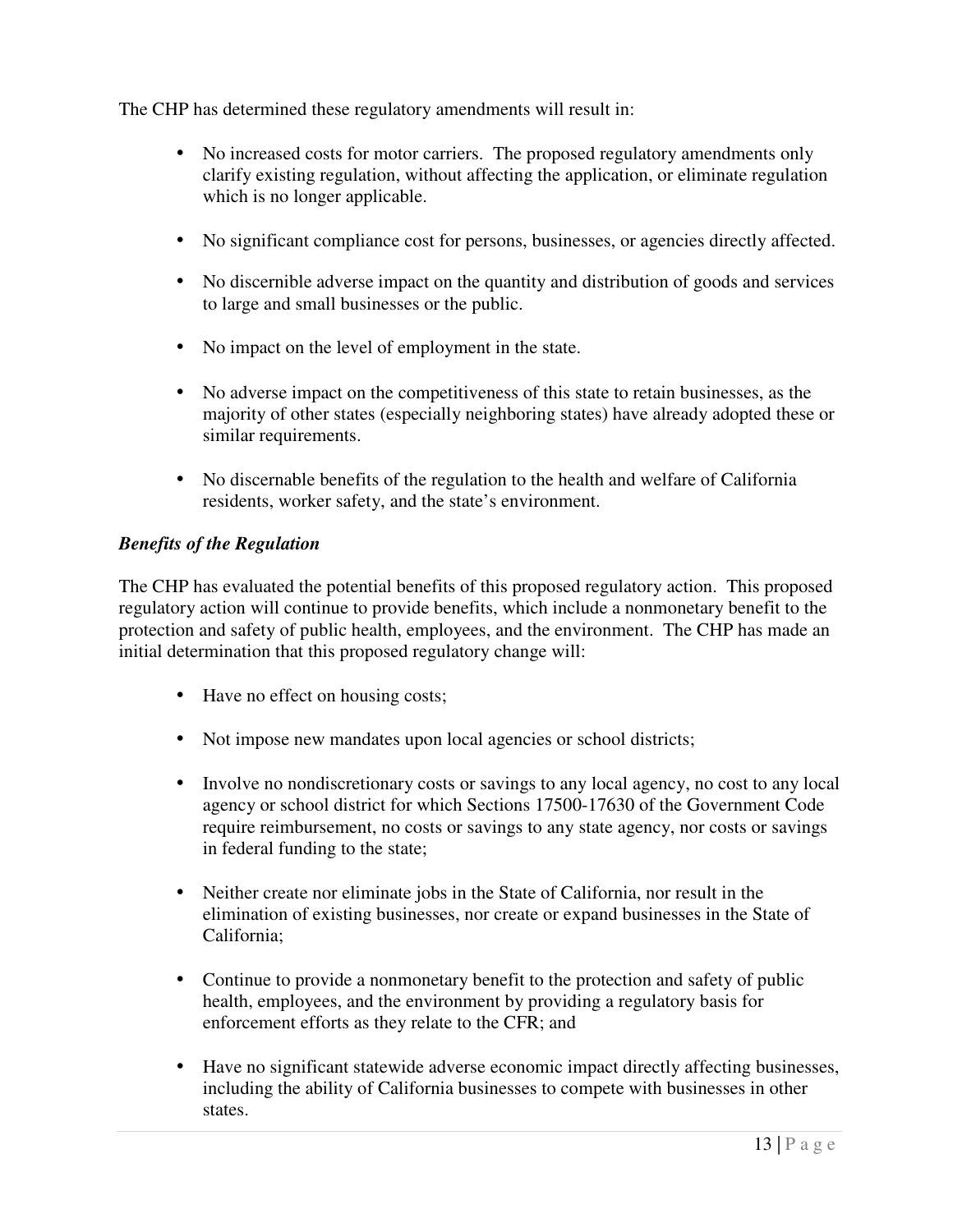The CHP has determined these regulatory amendments will result in:

- No increased costs for motor carriers. The proposed regulatory amendments only clarify existing regulation, without affecting the application, or eliminate regulation which is no longer applicable.
- No significant compliance cost for persons, businesses, or agencies directly affected.
- No discernible adverse impact on the quantity and distribution of goods and services to large and small businesses or the public.
- No impact on the level of employment in the state.
- No adverse impact on the competitiveness of this state to retain businesses, as the majority of other states (especially neighboring states) have already adopted these or similar requirements.
- No discernable benefits of the regulation to the health and welfare of California residents, worker safety, and the state's environment.

***Benefits of the Regulation***

The CHP has evaluated the potential benefits of this proposed regulatory action. This proposed regulatory action will continue to provide benefits, which include a nonmonetary benefit to the protection and safety of public health, employees, and the environment. The CHP has made an initial determination that this proposed regulatory change will:

- Have no effect on housing costs;
- Not impose new mandates upon local agencies or school districts;
- Involve no nondiscretionary costs or savings to any local agency, no cost to any local agency or school district for which Sections 17500-17630 of the Government Code require reimbursement, no costs or savings to any state agency, nor costs or savings in federal funding to the state;
- Neither create nor eliminate jobs in the State of California, nor result in the elimination of existing businesses, nor create or expand businesses in the State of California;
- Continue to provide a nonmonetary benefit to the protection and safety of public health, employees, and the environment by providing a regulatory basis for enforcement efforts as they relate to the CFR; and
- Have no significant statewide adverse economic impact directly affecting businesses, including the ability of California businesses to compete with businesses in other states.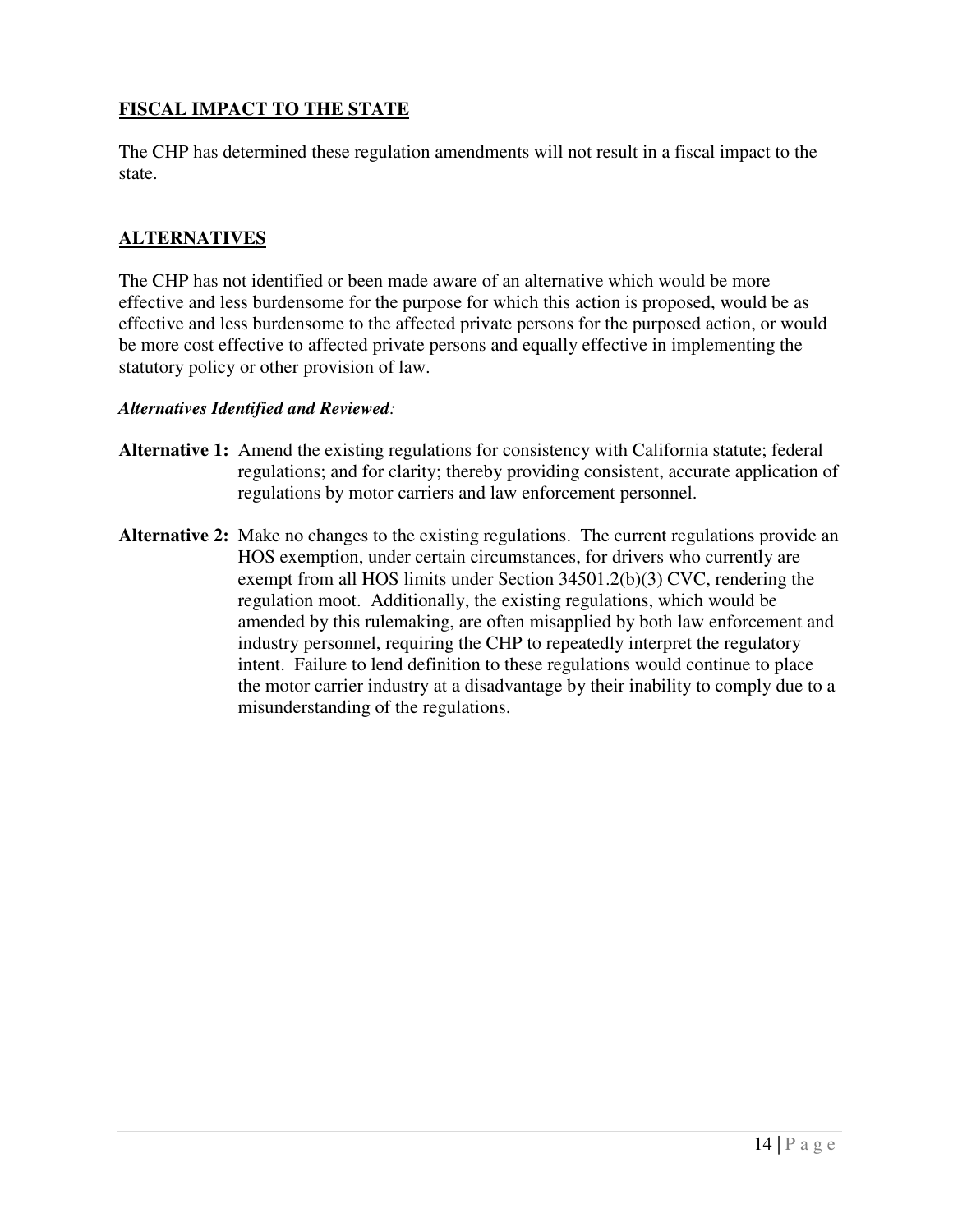## FISCAL IMPACT TO THE STATE

The CHP has determined these regulation amendments will not result in a fiscal impact to the state.

## ALTERNATIVES

The CHP has not identified or been made aware of an alternative which would be more effective and less burdensome for the purpose for which this action is proposed, would be as effective and less burdensome to the affected private persons for the purposed action, or would be more cost effective to affected private persons and equally effective in implementing the statutory policy or other provision of law.

***Alternatives Identified and Reviewed:***

**Alternative 1:** Amend the existing regulations for consistency with California statute; federal regulations; and for clarity; thereby providing consistent, accurate application of regulations by motor carriers and law enforcement personnel.

**Alternative 2:** Make no changes to the existing regulations. The current regulations provide an HOS exemption, under certain circumstances, for drivers who currently are exempt from all HOS limits under Section 34501.2(b)(3) CVC, rendering the regulation moot. Additionally, the existing regulations, which would be amended by this rulemaking, are often misapplied by both law enforcement and industry personnel, requiring the CHP to repeatedly interpret the regulatory intent. Failure to lend definition to these regulations would continue to place the motor carrier industry at a disadvantage by their inability to comply due to a misunderstanding of the regulations.